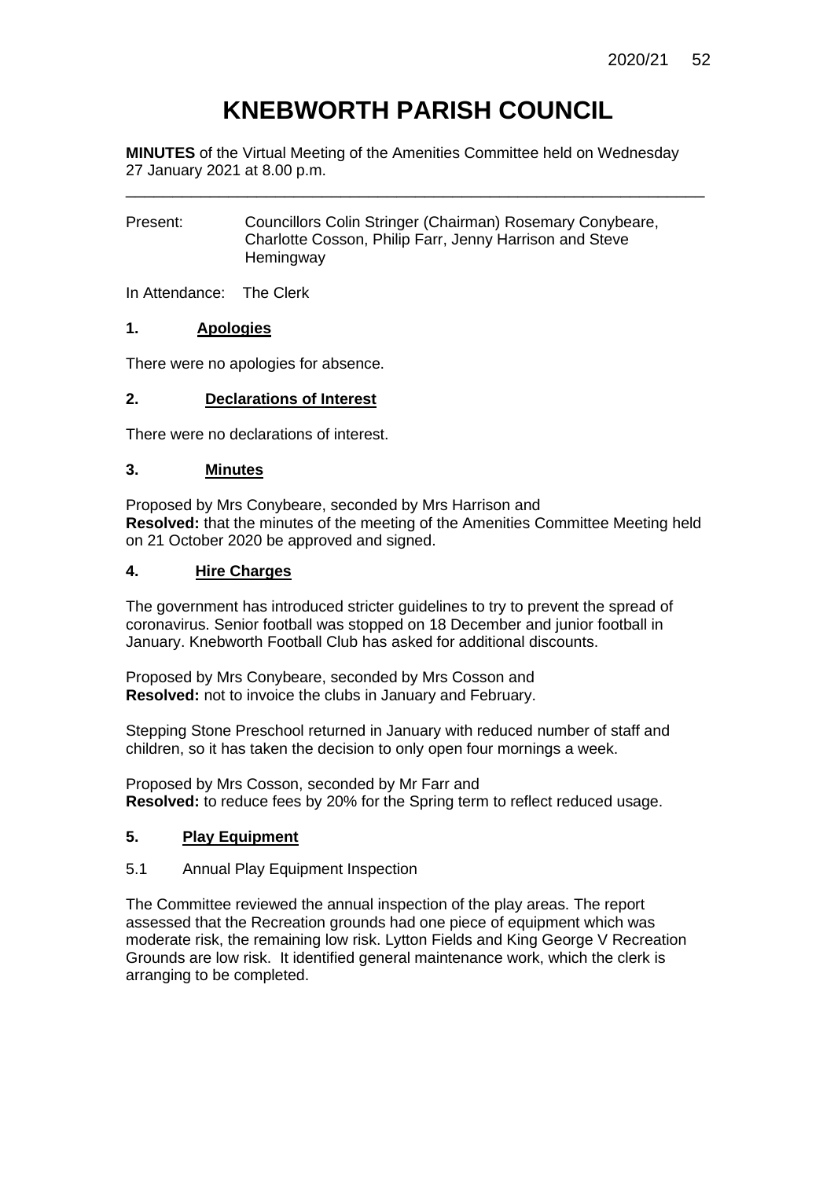# KNEBWORTH PARISH COUNCIL

**MINUTES** of the Virtual Meeting of the Amenities Committee held on Wednesday 27 January 2021 at 8.00 p.m.

---

Present: Councillors Colin Stringer (Chairman) Rosemary Conybeare, Charlotte Cosson, Philip Farr, Jenny Harrison and Steve Hemingway

In Attendance: The Clerk

## 1. Apologies

There were no apologies for absence.

## 2. Declarations of Interest

There were no declarations of interest.

## 3. Minutes

Proposed by Mrs Conybeare, seconded by Mrs Harrison and
**Resolved:** that the minutes of the meeting of the Amenities Committee Meeting held on 21 October 2020 be approved and signed.

## 4. Hire Charges

The government has introduced stricter guidelines to try to prevent the spread of coronavirus. Senior football was stopped on 18 December and junior football in January. Knebworth Football Club has asked for additional discounts.

Proposed by Mrs Conybeare, seconded by Mrs Cosson and
**Resolved:** not to invoice the clubs in January and February.

Stepping Stone Preschool returned in January with reduced number of staff and children, so it has taken the decision to only open four mornings a week.

Proposed by Mrs Cosson, seconded by Mr Farr and
**Resolved:** to reduce fees by 20% for the Spring term to reflect reduced usage.

## 5. Play Equipment

5.1 Annual Play Equipment Inspection

The Committee reviewed the annual inspection of the play areas. The report assessed that the Recreation grounds had one piece of equipment which was moderate risk, the remaining low risk. Lytton Fields and King George V Recreation Grounds are low risk. It identified general maintenance work, which the clerk is arranging to be completed.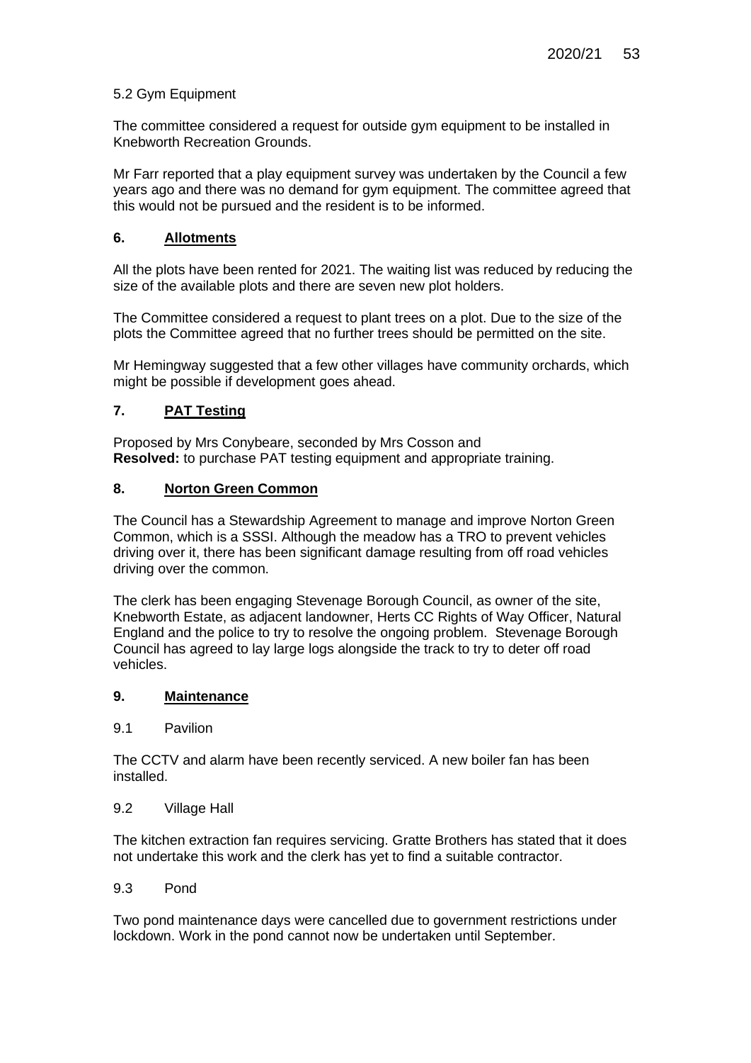5.2 Gym Equipment

The committee considered a request for outside gym equipment to be installed in Knebworth Recreation Grounds.

Mr Farr reported that a play equipment survey was undertaken by the Council a few years ago and there was no demand for gym equipment. The committee agreed that this would not be pursued and the resident is to be informed.

## 6. Allotments

All the plots have been rented for 2021. The waiting list was reduced by reducing the size of the available plots and there are seven new plot holders.

The Committee considered a request to plant trees on a plot. Due to the size of the plots the Committee agreed that no further trees should be permitted on the site.

Mr Hemingway suggested that a few other villages have community orchards, which might be possible if development goes ahead.

## 7. PAT Testing

Proposed by Mrs Conybeare, seconded by Mrs Cosson and
**Resolved:** to purchase PAT testing equipment and appropriate training.

## 8. Norton Green Common

The Council has a Stewardship Agreement to manage and improve Norton Green Common, which is a SSSI. Although the meadow has a TRO to prevent vehicles driving over it, there has been significant damage resulting from off road vehicles driving over the common.

The clerk has been engaging Stevenage Borough Council, as owner of the site, Knebworth Estate, as adjacent landowner, Herts CC Rights of Way Officer, Natural England and the police to try to resolve the ongoing problem. Stevenage Borough Council has agreed to lay large logs alongside the track to try to deter off road vehicles.

## 9. Maintenance

9.1 Pavilion

The CCTV and alarm have been recently serviced. A new boiler fan has been installed.

9.2 Village Hall

The kitchen extraction fan requires servicing. Gratte Brothers has stated that it does not undertake this work and the clerk has yet to find a suitable contractor.

9.3 Pond

Two pond maintenance days were cancelled due to government restrictions under lockdown. Work in the pond cannot now be undertaken until September.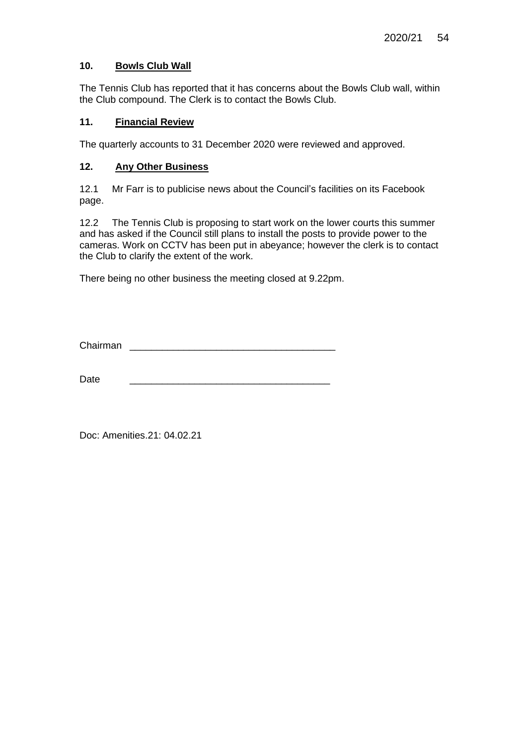## 10. Bowls Club Wall

The Tennis Club has reported that it has concerns about the Bowls Club wall, within the Club compound. The Clerk is to contact the Bowls Club.

## 11. Financial Review

The quarterly accounts to 31 December 2020 were reviewed and approved.

## 12. Any Other Business

12.1 Mr Farr is to publicise news about the Council's facilities on its Facebook page.

12.2 The Tennis Club is proposing to start work on the lower courts this summer and has asked if the Council still plans to install the posts to provide power to the cameras. Work on CCTV has been put in abeyance; however the clerk is to contact the Club to clarify the extent of the work.

There being no other business the meeting closed at 9.22pm.

Chairman ______________________________________

Date ______________________________________

Doc: Amenities.21: 04.02.21